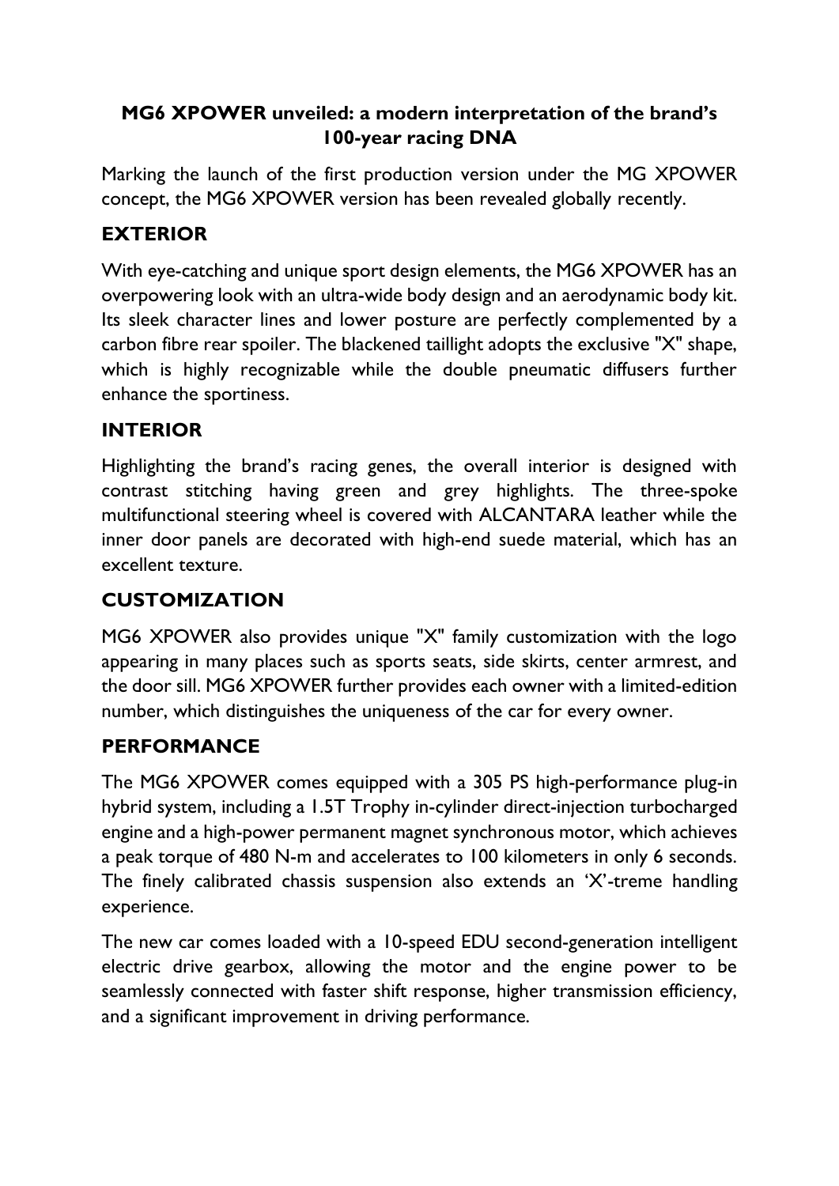**MG6 XPOWER unveiled: a modern interpretation of the brand's 100-year racing DNA**

Marking the launch of the first production version under the MG XPOWER concept, the MG6 XPOWER version has been revealed globally recently.

## EXTERIOR

With eye-catching and unique sport design elements, the MG6 XPOWER has an overpowering look with an ultra-wide body design and an aerodynamic body kit. Its sleek character lines and lower posture are perfectly complemented by a carbon fibre rear spoiler. The blackened taillight adopts the exclusive "X" shape, which is highly recognizable while the double pneumatic diffusers further enhance the sportiness.

## INTERIOR

Highlighting the brand's racing genes, the overall interior is designed with contrast stitching having green and grey highlights. The three-spoke multifunctional steering wheel is covered with ALCANTARA leather while the inner door panels are decorated with high-end suede material, which has an excellent texture.

## CUSTOMIZATION

MG6 XPOWER also provides unique "X" family customization with the logo appearing in many places such as sports seats, side skirts, center armrest, and the door sill. MG6 XPOWER further provides each owner with a limited-edition number, which distinguishes the uniqueness of the car for every owner.

## PERFORMANCE

The MG6 XPOWER comes equipped with a 305 PS high-performance plug-in hybrid system, including a 1.5T Trophy in-cylinder direct-injection turbocharged engine and a high-power permanent magnet synchronous motor, which achieves a peak torque of 480 N-m and accelerates to 100 kilometers in only 6 seconds. The finely calibrated chassis suspension also extends an 'X'-treme handling experience.

The new car comes loaded with a 10-speed EDU second-generation intelligent electric drive gearbox, allowing the motor and the engine power to be seamlessly connected with faster shift response, higher transmission efficiency, and a significant improvement in driving performance.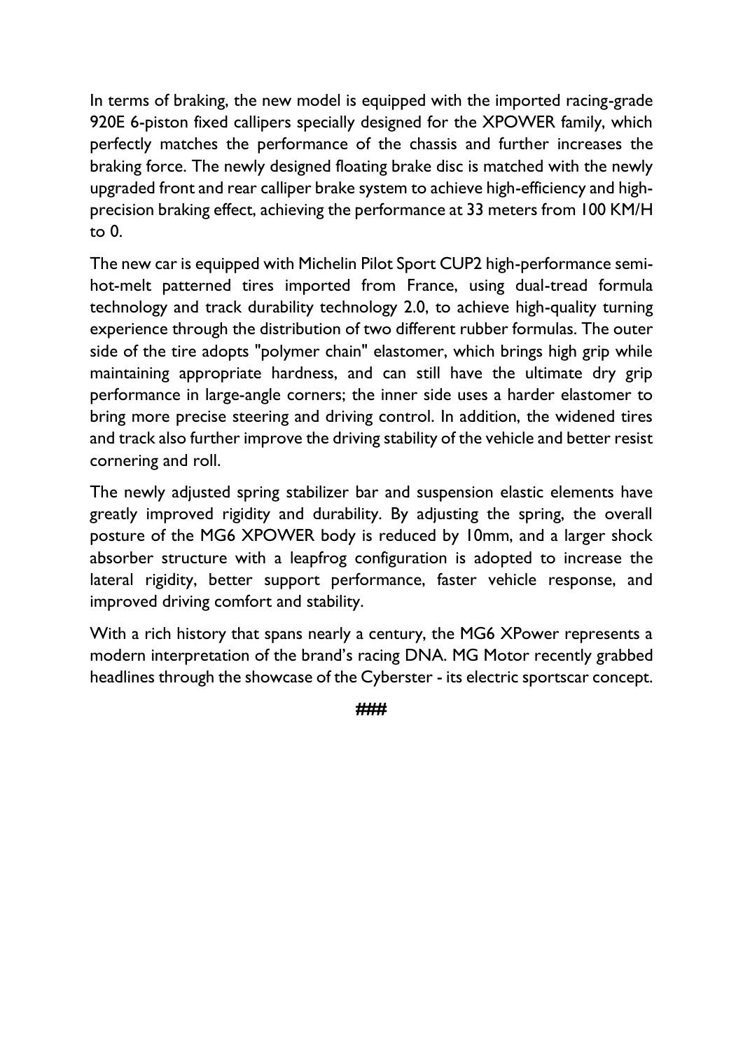In terms of braking, the new model is equipped with the imported racing-grade 920E 6-piston fixed callipers specially designed for the XPOWER family, which perfectly matches the performance of the chassis and further increases the braking force. The newly designed floating brake disc is matched with the newly upgraded front and rear calliper brake system to achieve high-efficiency and high-precision braking effect, achieving the performance at 33 meters from 100 KM/H to 0.

The new car is equipped with Michelin Pilot Sport CUP2 high-performance semi-hot-melt patterned tires imported from France, using dual-tread formula technology and track durability technology 2.0, to achieve high-quality turning experience through the distribution of two different rubber formulas. The outer side of the tire adopts "polymer chain" elastomer, which brings high grip while maintaining appropriate hardness, and can still have the ultimate dry grip performance in large-angle corners; the inner side uses a harder elastomer to bring more precise steering and driving control. In addition, the widened tires and track also further improve the driving stability of the vehicle and better resist cornering and roll.

The newly adjusted spring stabilizer bar and suspension elastic elements have greatly improved rigidity and durability. By adjusting the spring, the overall posture of the MG6 XPOWER body is reduced by 10mm, and a larger shock absorber structure with a leapfrog configuration is adopted to increase the lateral rigidity, better support performance, faster vehicle response, and improved driving comfort and stability.

With a rich history that spans nearly a century, the MG6 XPower represents a modern interpretation of the brand's racing DNA. MG Motor recently grabbed headlines through the showcase of the Cyberster - its electric sportscar concept.

###